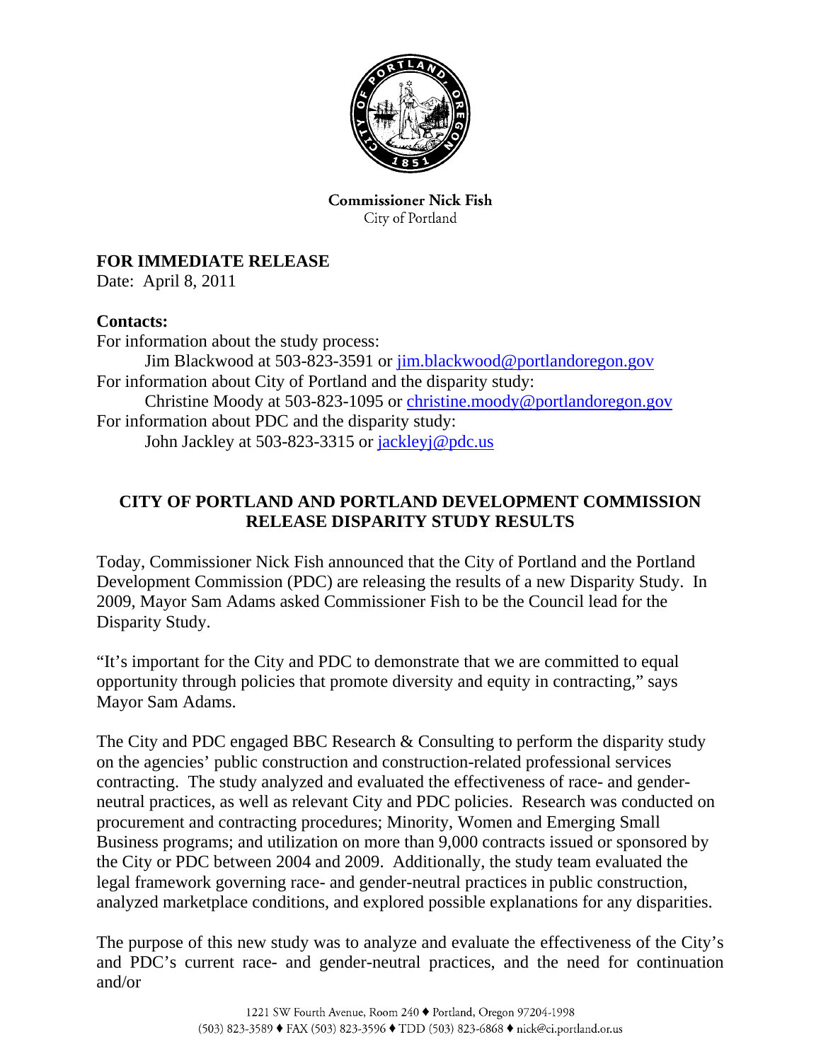**Commissioner Nick Fish**
City of Portland

**FOR IMMEDIATE RELEASE**
Date: April 8, 2011

**Contacts:**
For information about the study process:
Jim Blackwood at 503-823-3591 or jim.blackwood@portlandoregon.gov
For information about City of Portland and the disparity study:
Christine Moody at 503-823-1095 or christine.moody@portlandoregon.gov
For information about PDC and the disparity study:
John Jackley at 503-823-3315 or jackleyj@pdc.us

## CITY OF PORTLAND AND PORTLAND DEVELOPMENT COMMISSION RELEASE DISPARITY STUDY RESULTS

Today, Commissioner Nick Fish announced that the City of Portland and the Portland Development Commission (PDC) are releasing the results of a new Disparity Study. In 2009, Mayor Sam Adams asked Commissioner Fish to be the Council lead for the Disparity Study.

"It's important for the City and PDC to demonstrate that we are committed to equal opportunity through policies that promote diversity and equity in contracting," says Mayor Sam Adams.

The City and PDC engaged BBC Research & Consulting to perform the disparity study on the agencies' public construction and construction-related professional services contracting. The study analyzed and evaluated the effectiveness of race- and gender-neutral practices, as well as relevant City and PDC policies. Research was conducted on procurement and contracting procedures; Minority, Women and Emerging Small Business programs; and utilization on more than 9,000 contracts issued or sponsored by the City or PDC between 2004 and 2009. Additionally, the study team evaluated the legal framework governing race- and gender-neutral practices in public construction, analyzed marketplace conditions, and explored possible explanations for any disparities.

The purpose of this new study was to analyze and evaluate the effectiveness of the City's and PDC's current race- and gender-neutral practices, and the need for continuation and/or

1221 SW Fourth Avenue, Room 240 ♦ Portland, Oregon 97204-1998
(503) 823-3589 ♦ FAX (503) 823-3596 ♦ TDD (503) 823-6868 ♦ nick@ci.portland.or.us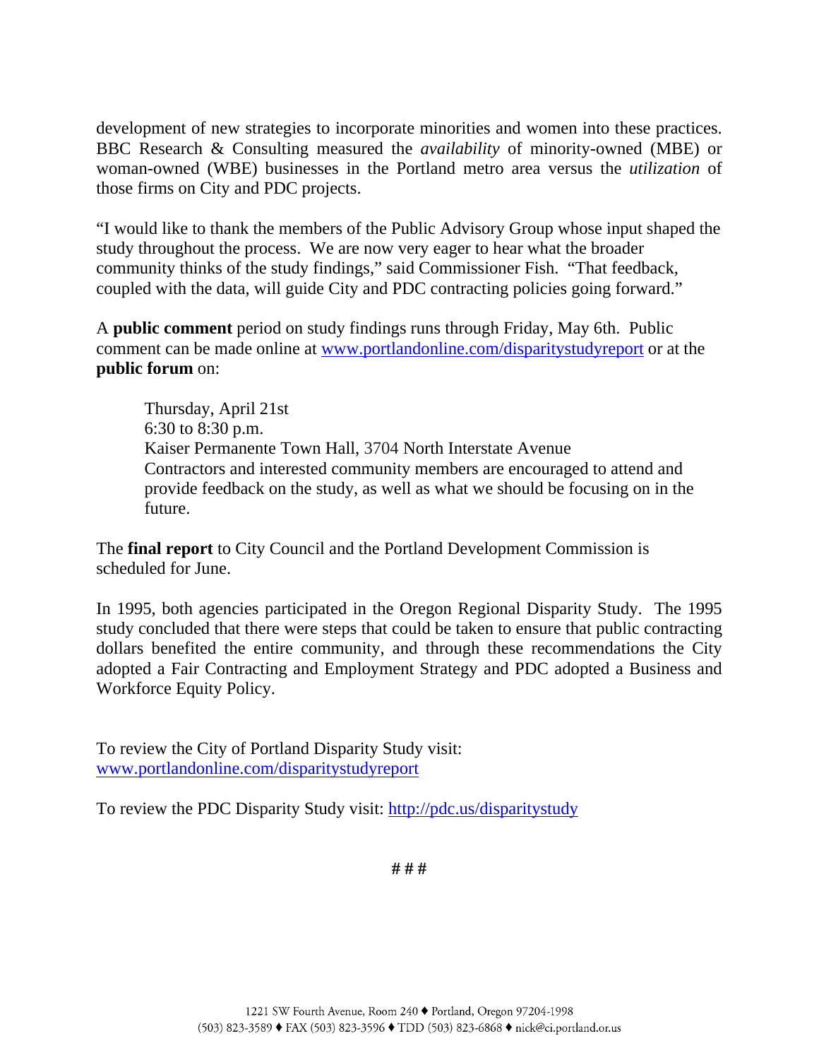development of new strategies to incorporate minorities and women into these practices. BBC Research & Consulting measured the *availability* of minority-owned (MBE) or woman-owned (WBE) businesses in the Portland metro area versus the *utilization* of those firms on City and PDC projects.

"I would like to thank the members of the Public Advisory Group whose input shaped the study throughout the process. We are now very eager to hear what the broader community thinks of the study findings," said Commissioner Fish. "That feedback, coupled with the data, will guide City and PDC contracting policies going forward."

A **public comment** period on study findings runs through Friday, May 6th. Public comment can be made online at [www.portlandonline.com/disparitystudyreport](http://www.portlandonline.com/disparitystudyreport) or at the **public forum** on:

> Thursday, April 21st
> 6:30 to 8:30 p.m.
> Kaiser Permanente Town Hall, 3704 North Interstate Avenue
> Contractors and interested community members are encouraged to attend and provide feedback on the study, as well as what we should be focusing on in the future.

The **final report** to City Council and the Portland Development Commission is scheduled for June.

In 1995, both agencies participated in the Oregon Regional Disparity Study. The 1995 study concluded that there were steps that could be taken to ensure that public contracting dollars benefited the entire community, and through these recommendations the City adopted a Fair Contracting and Employment Strategy and PDC adopted a Business and Workforce Equity Policy.

To review the City of Portland Disparity Study visit:
[www.portlandonline.com/disparitystudyreport](http://www.portlandonline.com/disparitystudyreport)

To review the PDC Disparity Study visit: [http://pdc.us/disparitystudy](http://pdc.us/disparitystudy)

# # #

1221 SW Fourth Avenue, Room 240 ♦ Portland, Oregon 97204-1998
(503) 823-3589 ♦ FAX (503) 823-3596 ♦ TDD (503) 823-6868 ♦ nick@ci.portland.or.us